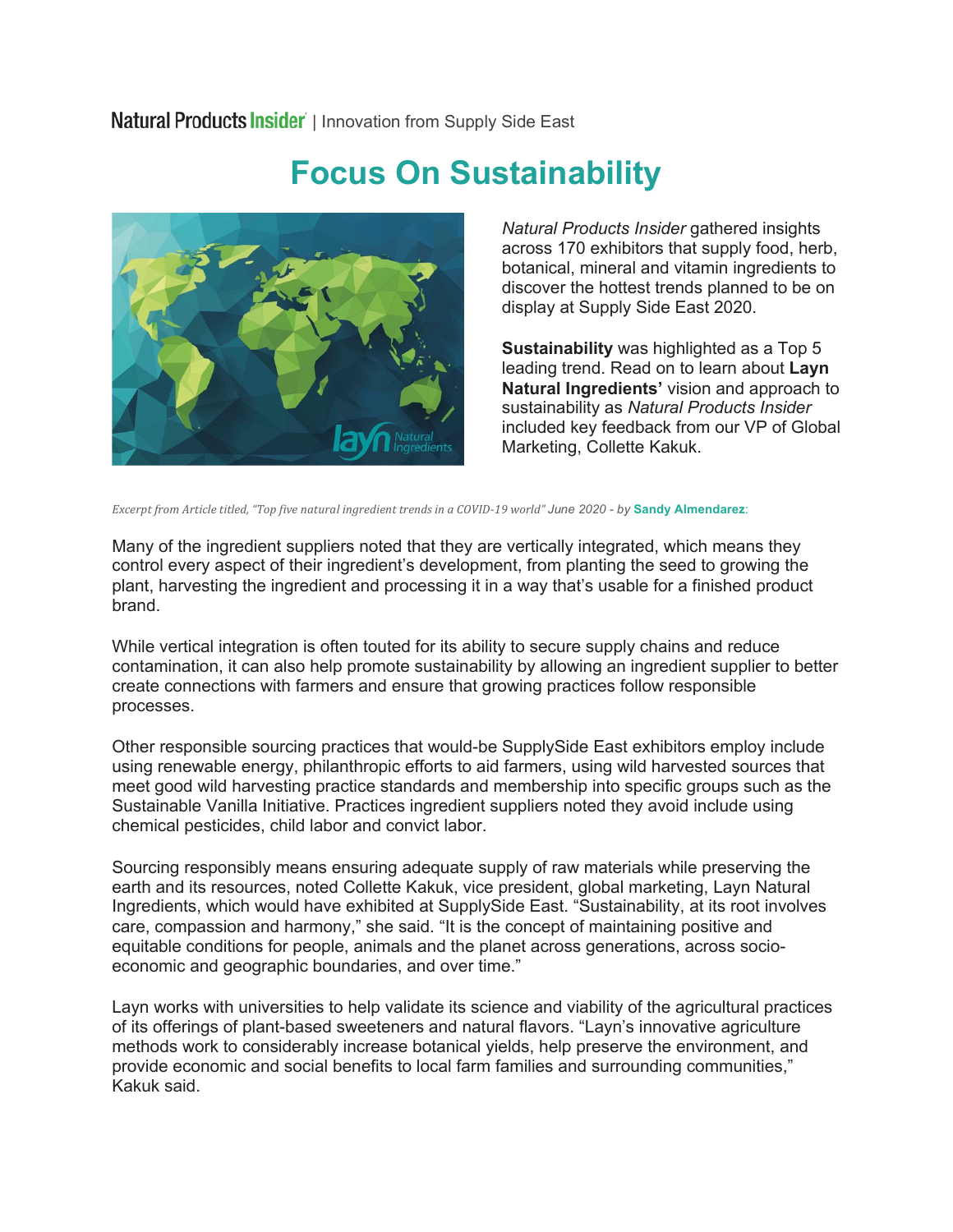**Natural Products Insider** | Innovation from Supply Side East

# Focus On Sustainability

*Natural Products Insider* gathered insights across 170 exhibitors that supply food, herb, botanical, mineral and vitamin ingredients to discover the hottest trends planned to be on display at Supply Side East 2020.

**Sustainability** was highlighted as a Top 5 leading trend. Read on to learn about **Layn Natural Ingredients'** vision and approach to sustainability as *Natural Products Insider* included key feedback from our VP of Global Marketing, Collette Kakuk.

*Excerpt from Article titled, "Top five natural ingredient trends in a COVID-19 world" June 2020 - by* **Sandy Almendarez**:

Many of the ingredient suppliers noted that they are vertically integrated, which means they control every aspect of their ingredient's development, from planting the seed to growing the plant, harvesting the ingredient and processing it in a way that's usable for a finished product brand.

While vertical integration is often touted for its ability to secure supply chains and reduce contamination, it can also help promote sustainability by allowing an ingredient supplier to better create connections with farmers and ensure that growing practices follow responsible processes.

Other responsible sourcing practices that would-be SupplySide East exhibitors employ include using renewable energy, philanthropic efforts to aid farmers, using wild harvested sources that meet good wild harvesting practice standards and membership into specific groups such as the Sustainable Vanilla Initiative. Practices ingredient suppliers noted they avoid include using chemical pesticides, child labor and convict labor.

Sourcing responsibly means ensuring adequate supply of raw materials while preserving the earth and its resources, noted Collette Kakuk, vice president, global marketing, Layn Natural Ingredients, which would have exhibited at SupplySide East. "Sustainability, at its root involves care, compassion and harmony," she said. "It is the concept of maintaining positive and equitable conditions for people, animals and the planet across generations, across socio-economic and geographic boundaries, and over time."

Layn works with universities to help validate its science and viability of the agricultural practices of its offerings of plant-based sweeteners and natural flavors. "Layn's innovative agriculture methods work to considerably increase botanical yields, help preserve the environment, and provide economic and social benefits to local farm families and surrounding communities," Kakuk said.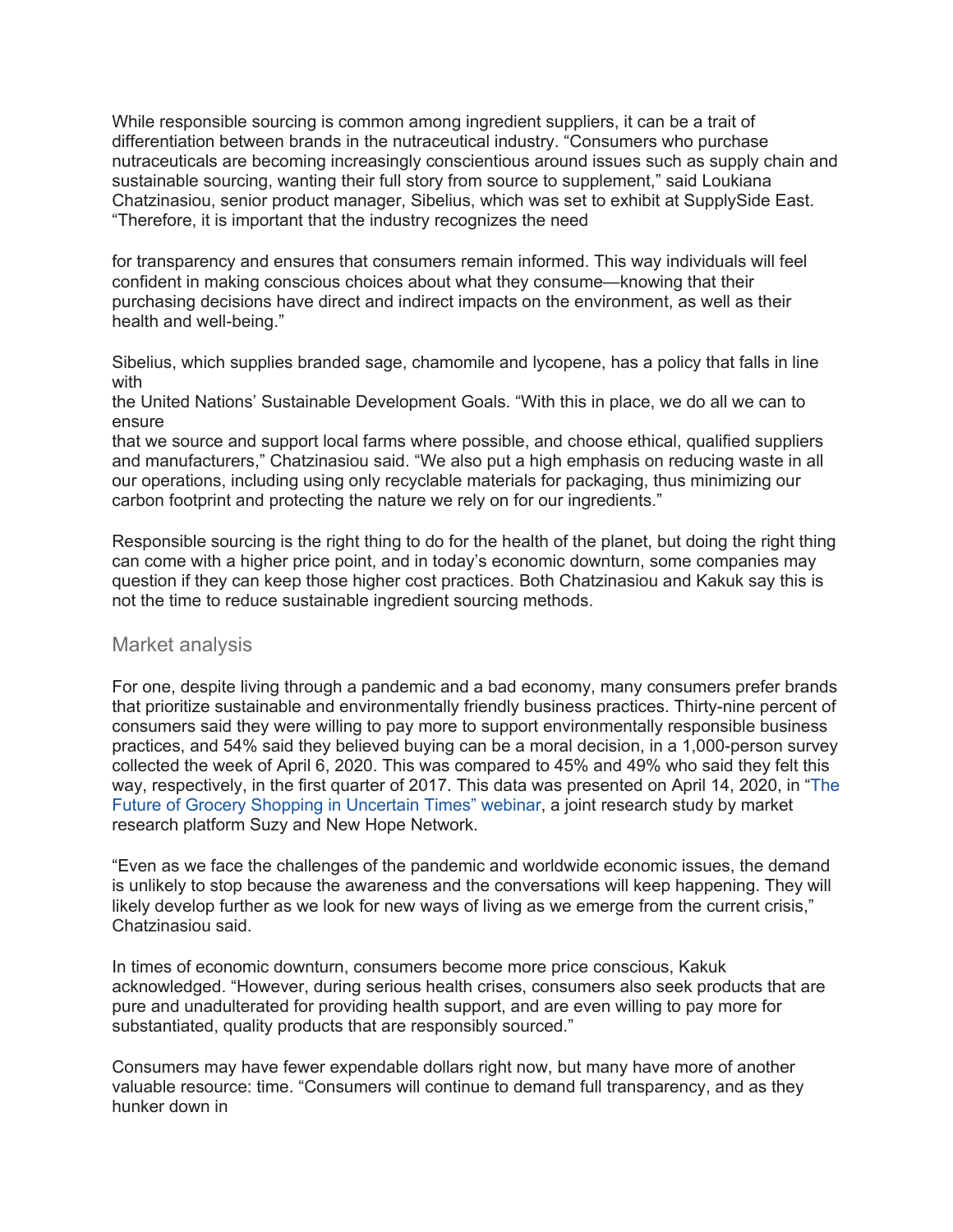While responsible sourcing is common among ingredient suppliers, it can be a trait of differentiation between brands in the nutraceutical industry. "Consumers who purchase nutraceuticals are becoming increasingly conscientious around issues such as supply chain and sustainable sourcing, wanting their full story from source to supplement," said Loukiana Chatzinasiou, senior product manager, Sibelius, which was set to exhibit at SupplySide East. "Therefore, it is important that the industry recognizes the need

for transparency and ensures that consumers remain informed. This way individuals will feel confident in making conscious choices about what they consume—knowing that their purchasing decisions have direct and indirect impacts on the environment, as well as their health and well-being."

Sibelius, which supplies branded sage, chamomile and lycopene, has a policy that falls in line with the United Nations' Sustainable Development Goals. "With this in place, we do all we can to ensure that we source and support local farms where possible, and choose ethical, qualified suppliers and manufacturers," Chatzinasiou said. "We also put a high emphasis on reducing waste in all our operations, including using only recyclable materials for packaging, thus minimizing our carbon footprint and protecting the nature we rely on for our ingredients."

Responsible sourcing is the right thing to do for the health of the planet, but doing the right thing can come with a higher price point, and in today's economic downturn, some companies may question if they can keep those higher cost practices. Both Chatzinasiou and Kakuk say this is not the time to reduce sustainable ingredient sourcing methods.

## Market analysis

For one, despite living through a pandemic and a bad economy, many consumers prefer brands that prioritize sustainable and environmentally friendly business practices. Thirty-nine percent of consumers said they were willing to pay more to support environmentally responsible business practices, and 54% said they believed buying can be a moral decision, in a 1,000-person survey collected the week of April 6, 2020. This was compared to 45% and 49% who said they felt this way, respectively, in the first quarter of 2017. This data was presented on April 14, 2020, in "The Future of Grocery Shopping in Uncertain Times" webinar, a joint research study by market research platform Suzy and New Hope Network.

"Even as we face the challenges of the pandemic and worldwide economic issues, the demand is unlikely to stop because the awareness and the conversations will keep happening. They will likely develop further as we look for new ways of living as we emerge from the current crisis," Chatzinasiou said.

In times of economic downturn, consumers become more price conscious, Kakuk acknowledged. "However, during serious health crises, consumers also seek products that are pure and unadulterated for providing health support, and are even willing to pay more for substantiated, quality products that are responsibly sourced."

Consumers may have fewer expendable dollars right now, but many have more of another valuable resource: time. "Consumers will continue to demand full transparency, and as they hunker down in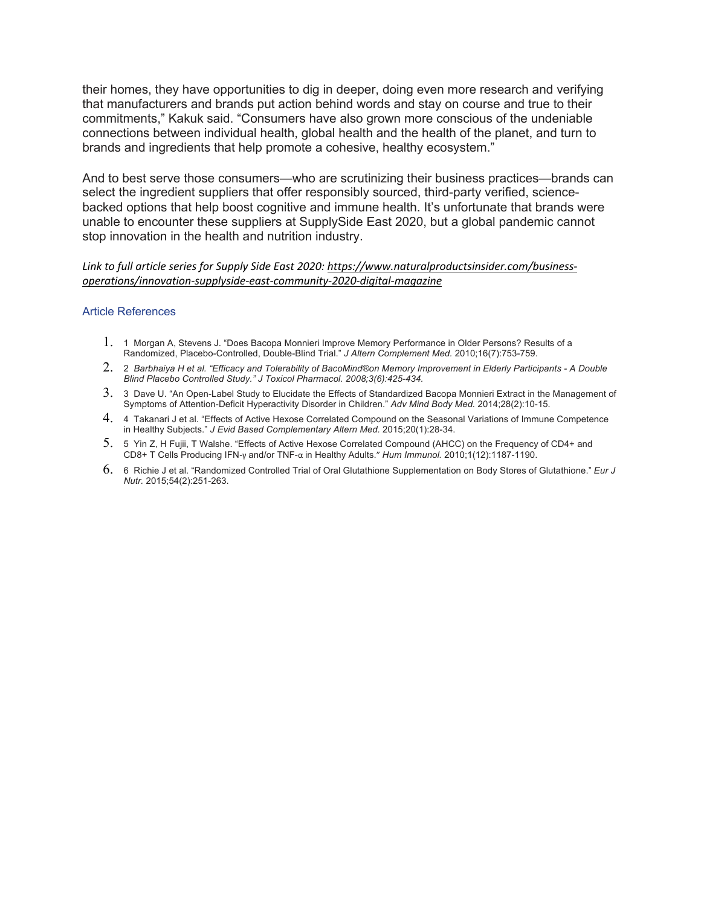their homes, they have opportunities to dig in deeper, doing even more research and verifying that manufacturers and brands put action behind words and stay on course and true to their commitments," Kakuk said. "Consumers have also grown more conscious of the undeniable connections between individual health, global health and the health of the planet, and turn to brands and ingredients that help promote a cohesive, healthy ecosystem."

And to best serve those consumers—who are scrutinizing their business practices—brands can select the ingredient suppliers that offer responsibly sourced, third-party verified, science-backed options that help boost cognitive and immune health. It's unfortunate that brands were unable to encounter these suppliers at SupplySide East 2020, but a global pandemic cannot stop innovation in the health and nutrition industry.

*Link to full article series for Supply Side East 2020: [https://www.naturalproductsinsider.com/business-operations/innovation-supplyside-east-community-2020-digital-magazine](https://www.naturalproductsinsider.com/business-operations/innovation-supplyside-east-community-2020-digital-magazine)*

### Article References

1. 1 Morgan A, Stevens J. "Does Bacopa Monnieri Improve Memory Performance in Older Persons? Results of a Randomized, Placebo-Controlled, Double-Blind Trial." *J Altern Complement Med.* 2010;16(7):753-759.
2. 2 *Barbhaiya H et al. "Efficacy and Tolerability of BacoMind®on Memory Improvement in Elderly Participants - A Double Blind Placebo Controlled Study." J Toxicol Pharmacol. 2008;3(6):425-434.*
3. 3 Dave U. "An Open-Label Study to Elucidate the Effects of Standardized Bacopa Monnieri Extract in the Management of Symptoms of Attention-Deficit Hyperactivity Disorder in Children." *Adv Mind Body Med.* 2014;28(2):10-15.
4. 4 Takanari J et al. "Effects of Active Hexose Correlated Compound on the Seasonal Variations of Immune Competence in Healthy Subjects." *J Evid Based Complementary Altern Med.* 2015;20(1):28-34.
5. 5 Yin Z, H Fujii, T Walshe. "Effects of Active Hexose Correlated Compound (AHCC) on the Frequency of CD4+ and CD8+ T Cells Producing IFN-γ and/or TNF-α in Healthy Adults." *Hum Immunol.* 2010;1(12):1187-1190.
6. 6 Richie J et al. "Randomized Controlled Trial of Oral Glutathione Supplementation on Body Stores of Glutathione." *Eur J Nutr.* 2015;54(2):251-263.